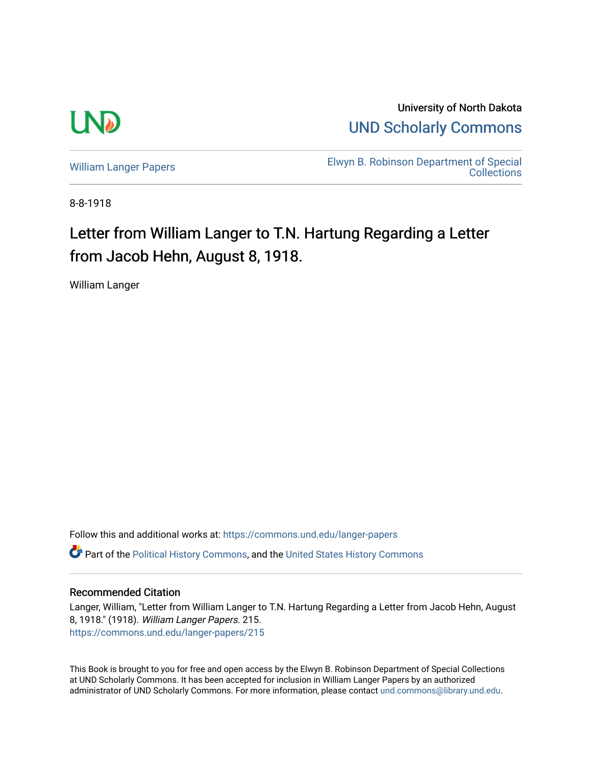University of North Dakota

UND Scholarly Commons

William Langer Papers

Elwyn B. Robinson Department of Special Collections

8-8-1918

# Letter from William Langer to T.N. Hartung Regarding a Letter from Jacob Hehn, August 8, 1918.

William Langer

Follow this and additional works at: https://commons.und.edu/langer-papers

Part of the Political History Commons, and the United States History Commons

## Recommended Citation

Langer, William, "Letter from William Langer to T.N. Hartung Regarding a Letter from Jacob Hehn, August 8, 1918." (1918). *William Langer Papers*. 215.
https://commons.und.edu/langer-papers/215

This Book is brought to you for free and open access by the Elwyn B. Robinson Department of Special Collections at UND Scholarly Commons. It has been accepted for inclusion in William Langer Papers by an authorized administrator of UND Scholarly Commons. For more information, please contact und.commons@library.und.edu.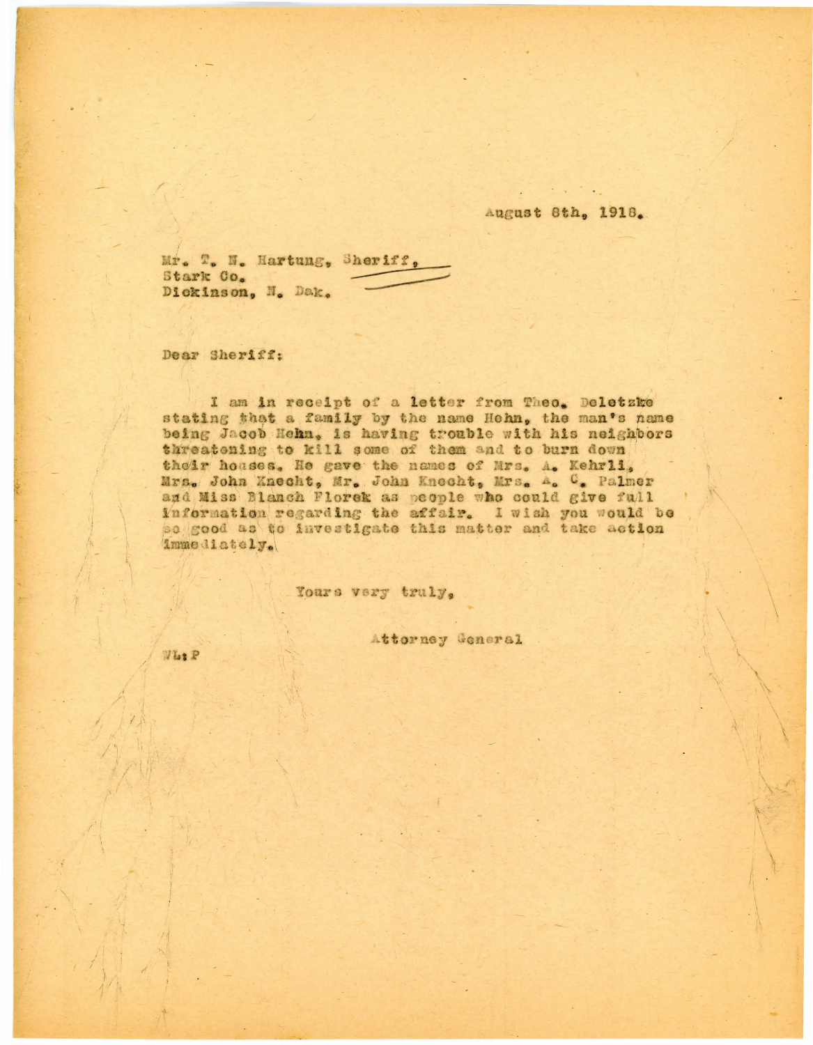August 8th, 1918.

Mr. T. N. Hartung, Sheriff,
Stark Co.
Dickinson, N. Dak.

Dear Sheriff:

I am in receipt of a letter from Theo. Doletzke stating that a family by the name Hohn, the man's name being Jacob Hohn, is having trouble with his neighbors threatening to kill some of them and to burn down their houses. He gave the names of Mrs. A. Kehrli, Mrs. John Knecht, Mr. John Knecht, Mrs. A. C. Palmer and Miss Blanch Florek as people who could give full information regarding the affair. I wish you would be so good as to investigate this matter and take action immediately.

Yours very truly,

Attorney General

WL:P